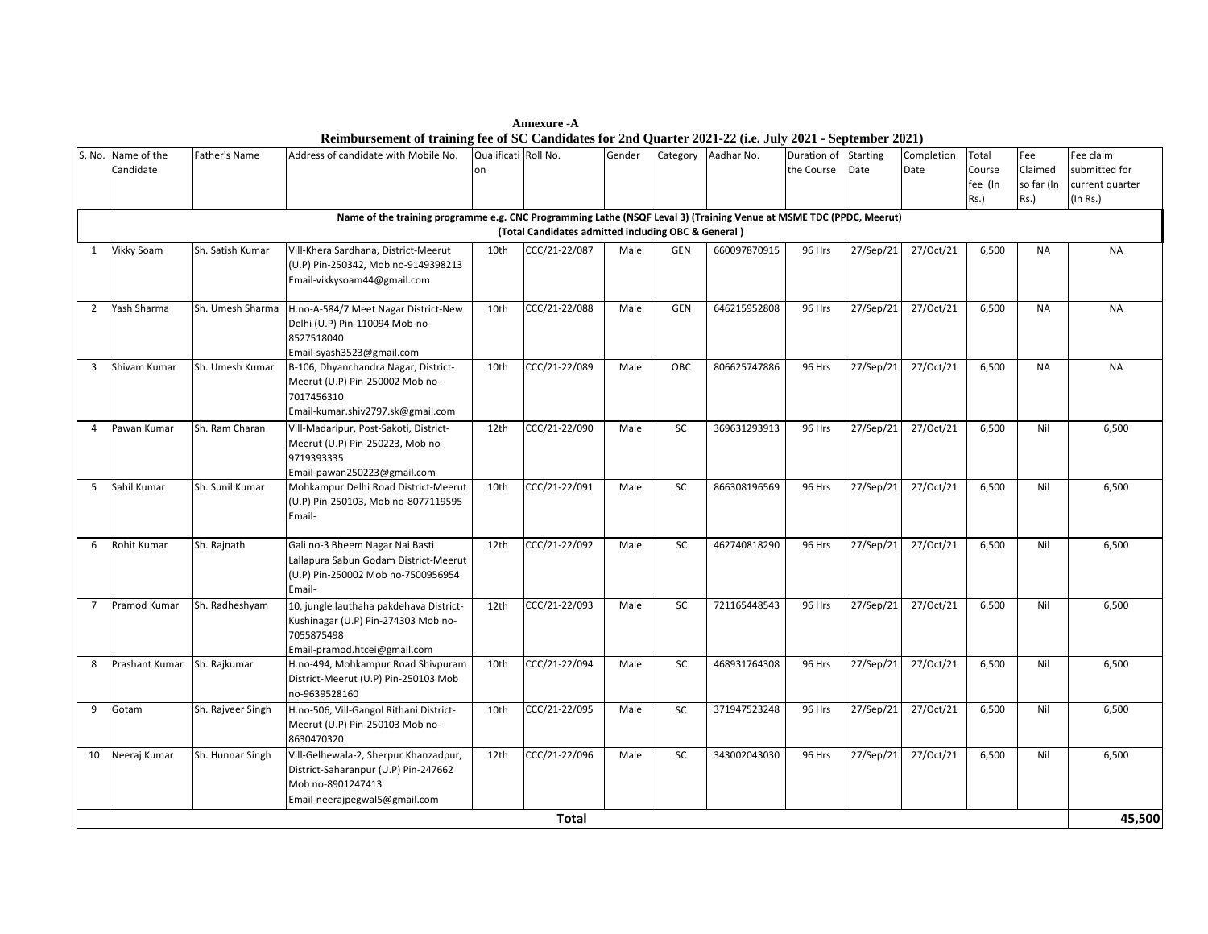**Annexure -A**

**Reimbursement of training fee of SC Candidates for 2nd Quarter 2021-22 (i.e. July 2021 - September 2021)**

| S. No. | Name of the Candidate | Father's Name | Address of candidate with Mobile No. | Qualification | Roll No. | Gender | Category | Aadhar No. | Duration of the Course | Starting Date | Completion Date | Total Course fee (In Rs.) | Fee Claimed so far (In Rs.) | Fee claim submitted for current quarter (In Rs.) |
|---|---|---|---|---|---|---|---|---|---|---|---|---|---|---|
| **Name of the training programme e.g. CNC Programming Lathe (NSQF Leval 3) (Training Venue at MSME TDC (PPDC, Meerut) (Total Candidates admitted including OBC & General )** | | | | | | | | | | | | | | |
| 1 | Vikky Soam | Sh. Satish Kumar | Vill-Khera Sardhana, District-Meerut (U.P) Pin-250342, Mob no-9149398213 Email-vikkysoam44@gmail.com | 10th | CCC/21-22/087 | Male | GEN | 660097870915 | 96 Hrs | 27/Sep/21 | 27/Oct/21 | 6,500 | NA | NA |
| 2 | Yash Sharma | Sh. Umesh Sharma | H.no-A-584/7 Meet Nagar District-New Delhi (U.P) Pin-110094 Mob-no-8527518040 Email-syash3523@gmail.com | 10th | CCC/21-22/088 | Male | GEN | 646215952808 | 96 Hrs | 27/Sep/21 | 27/Oct/21 | 6,500 | NA | NA |
| 3 | Shivam Kumar | Sh. Umesh Kumar | B-106, Dhyanchandra Nagar, District-Meerut (U.P) Pin-250002 Mob no-7017456310 Email-kumar.shiv2797.sk@gmail.com | 10th | CCC/21-22/089 | Male | OBC | 806625747886 | 96 Hrs | 27/Sep/21 | 27/Oct/21 | 6,500 | NA | NA |
| 4 | Pawan Kumar | Sh. Ram Charan | Vill-Madaripur, Post-Sakoti, District-Meerut (U.P) Pin-250223, Mob no-9719393335 Email-pawan250223@gmail.com | 12th | CCC/21-22/090 | Male | SC | 369631293913 | 96 Hrs | 27/Sep/21 | 27/Oct/21 | 6,500 | Nil | 6,500 |
| 5 | Sahil Kumar | Sh. Sunil Kumar | Mohkampur Delhi Road District-Meerut (U.P) Pin-250103, Mob no-8077119595 Email- | 10th | CCC/21-22/091 | Male | SC | 866308196569 | 96 Hrs | 27/Sep/21 | 27/Oct/21 | 6,500 | Nil | 6,500 |
| 6 | Rohit Kumar | Sh. Rajnath | Gali no-3 Bheem Nagar Nai Basti Lallapura Sabun Godam District-Meerut (U.P) Pin-250002 Mob no-7500956954 Email- | 12th | CCC/21-22/092 | Male | SC | 462740818290 | 96 Hrs | 27/Sep/21 | 27/Oct/21 | 6,500 | Nil | 6,500 |
| 7 | Pramod Kumar | Sh. Radheshyam | 10, jungle lauthaha pakdehava District-Kushinagar (U.P) Pin-274303 Mob no-7055875498 Email-pramod.htcei@gmail.com | 12th | CCC/21-22/093 | Male | SC | 721165448543 | 96 Hrs | 27/Sep/21 | 27/Oct/21 | 6,500 | Nil | 6,500 |
| 8 | Prashant Kumar | Sh. Rajkumar | H.no-494, Mohkampur Road Shivpuram District-Meerut (U.P) Pin-250103 Mob no-9639528160 | 10th | CCC/21-22/094 | Male | SC | 468931764308 | 96 Hrs | 27/Sep/21 | 27/Oct/21 | 6,500 | Nil | 6,500 |
| 9 | Gotam | Sh. Rajveer Singh | H.no-506, Vill-Gangol Rithani District-Meerut (U.P) Pin-250103 Mob no-8630470320 | 10th | CCC/21-22/095 | Male | SC | 371947523248 | 96 Hrs | 27/Sep/21 | 27/Oct/21 | 6,500 | Nil | 6,500 |
| 10 | Neeraj Kumar | Sh. Hunnar Singh | Vill-Gelhewala-2, Sherpur Khanzadpur, District-Saharanpur (U.P) Pin-247662 Mob no-8901247413 Email-neerajpegwal5@gmail.com | 12th | CCC/21-22/096 | Male | SC | 343002043030 | 96 Hrs | 27/Sep/21 | 27/Oct/21 | 6,500 | Nil | 6,500 |
| | | | | | **Total** | | | | | | | | | **45,500** |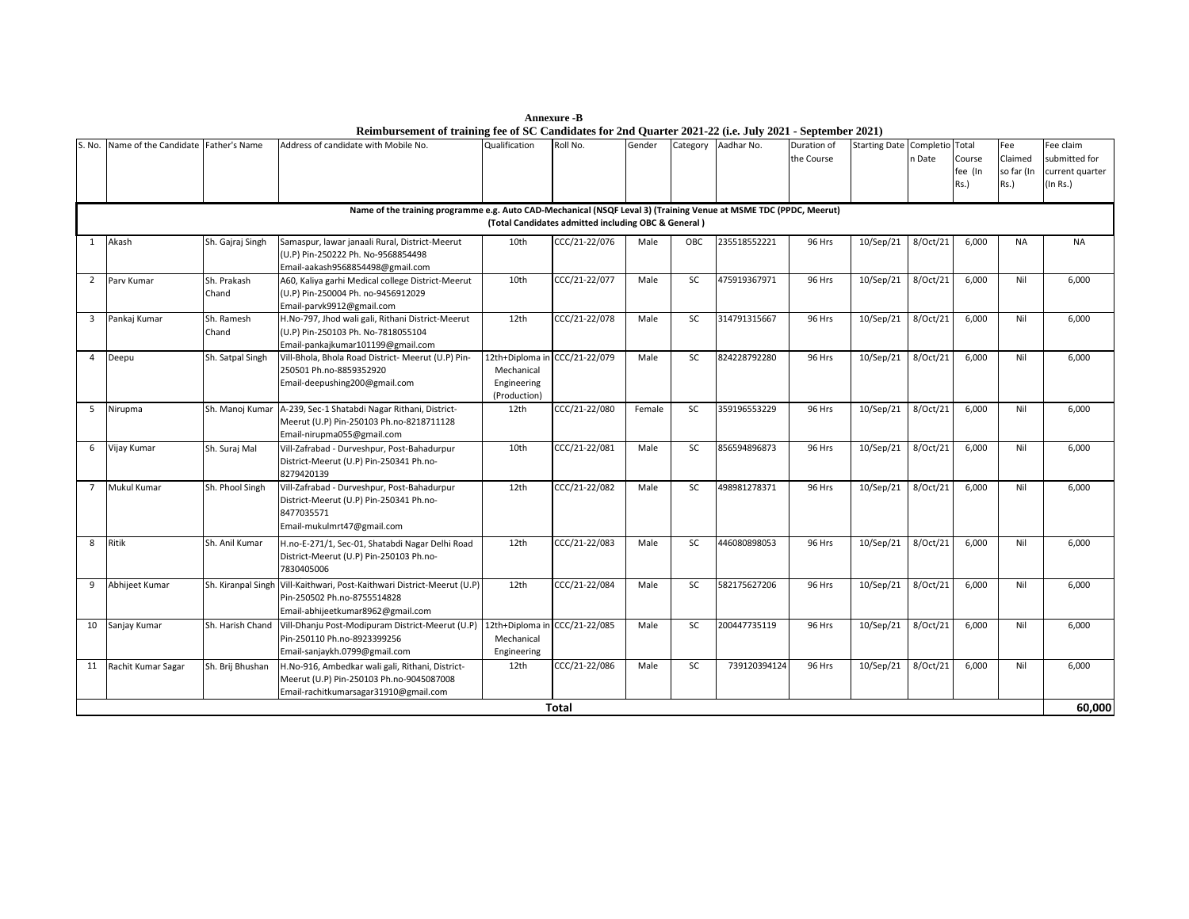**Annexure -B**

**Reimbursement of training fee of SC Candidates for 2nd Quarter 2021-22 (i.e. July 2021 - September 2021)**

| S. No. | Name of the Candidate | Father's Name | Address of candidate with Mobile No. | Qualification | Roll No. | Gender | Category | Aadhar No. | Duration of the Course | Starting Date | Completion Date | Total Course fee (In Rs.) | Fee Claimed so far (In Rs.) | Fee claim submitted for current quarter (In Rs.) |
|---|---|---|---|---|---|---|---|---|---|---|---|---|---|---|
| **Name of the training programme e.g. Auto CAD-Mechanical (NSQF Leval 3) (Training Venue at MSME TDC (PPDC, Meerut) (Total Candidates admitted including OBC & General )** | | | | | | | | | | | | | | |
| 1 | Akash | Sh. Gajraj Singh | Samaspur, lawar janaali Rural, District-Meerut (U.P) Pin-250222 Ph. No-9568854498 Email-aakash9568854498@gmail.com | 10th | CCC/21-22/076 | Male | OBC | 235518552221 | 96 Hrs | 10/Sep/21 | 8/Oct/21 | 6,000 | NA | NA |
| 2 | Parv Kumar | Sh. Prakash Chand | A60, Kaliya garhi Medical college District-Meerut (U.P) Pin-250004 Ph. no-9456912029 Email-parvk9912@gmail.com | 10th | CCC/21-22/077 | Male | SC | 475919367971 | 96 Hrs | 10/Sep/21 | 8/Oct/21 | 6,000 | Nil | 6,000 |
| 3 | Pankaj Kumar | Sh. Ramesh Chand | H.No-797, Jhod wali gali, Rithani District-Meerut (U.P) Pin-250103 Ph. No-7818055104 Email-pankajkumar101199@gmail.com | 12th | CCC/21-22/078 | Male | SC | 314791315667 | 96 Hrs | 10/Sep/21 | 8/Oct/21 | 6,000 | Nil | 6,000 |
| 4 | Deepu | Sh. Satpal Singh | Vill-Bhola, Bhola Road District- Meerut (U.P) Pin-250501 Ph.no-8859352920 Email-deepushing200@gmail.com | 12th+Diploma in Mechanical Engineering (Production) | CCC/21-22/079 | Male | SC | 824228792280 | 96 Hrs | 10/Sep/21 | 8/Oct/21 | 6,000 | Nil | 6,000 |
| 5 | Nirupma | Sh. Manoj Kumar | A-239, Sec-1 Shatabdi Nagar Rithani, District-Meerut (U.P) Pin-250103 Ph.no-8218711128 Email-nirupma055@gmail.com | 12th | CCC/21-22/080 | Female | SC | 359196553229 | 96 Hrs | 10/Sep/21 | 8/Oct/21 | 6,000 | Nil | 6,000 |
| 6 | Vijay Kumar | Sh. Suraj Mal | Vill-Zafrabad - Durveshpur, Post-Bahadurpur District-Meerut (U.P) Pin-250341 Ph.no-8279420139 | 10th | CCC/21-22/081 | Male | SC | 856594896873 | 96 Hrs | 10/Sep/21 | 8/Oct/21 | 6,000 | Nil | 6,000 |
| 7 | Mukul Kumar | Sh. Phool Singh | Vill-Zafrabad - Durveshpur, Post-Bahadurpur District-Meerut (U.P) Pin-250341 Ph.no-8477035571 Email-mukulmrt47@gmail.com | 12th | CCC/21-22/082 | Male | SC | 498981278371 | 96 Hrs | 10/Sep/21 | 8/Oct/21 | 6,000 | Nil | 6,000 |
| 8 | Ritik | Sh. Anil Kumar | H.no-E-271/1, Sec-01, Shatabdi Nagar Delhi Road District-Meerut (U.P) Pin-250103 Ph.no-7830405006 | 12th | CCC/21-22/083 | Male | SC | 446080898053 | 96 Hrs | 10/Sep/21 | 8/Oct/21 | 6,000 | Nil | 6,000 |
| 9 | Abhijeet Kumar | Sh. Kiranpal Singh | Vill-Kaithwari, Post-Kaithwari District-Meerut (U.P) Pin-250502 Ph.no-8755514828 Email-abhijeetkumar8962@gmail.com | 12th | CCC/21-22/084 | Male | SC | 582175627206 | 96 Hrs | 10/Sep/21 | 8/Oct/21 | 6,000 | Nil | 6,000 |
| 10 | Sanjay Kumar | Sh. Harish Chand | Vill-Dhanju Post-Modipuram District-Meerut (U.P) Pin-250110 Ph.no-8923399256 Email-sanjaykh.0799@gmail.com | 12th+Diploma in Mechanical Engineering | CCC/21-22/085 | Male | SC | 200447735119 | 96 Hrs | 10/Sep/21 | 8/Oct/21 | 6,000 | Nil | 6,000 |
| 11 | Rachit Kumar Sagar | Sh. Brij Bhushan | H.No-916, Ambedkar wali gali, Rithani, District-Meerut (U.P) Pin-250103 Ph.no-9045087008 Email-rachitkumarsagar31910@gmail.com | 12th | CCC/21-22/086 | Male | SC | 739120394124 | 96 Hrs | 10/Sep/21 | 8/Oct/21 | 6,000 | Nil | 6,000 |
| **Total** | | | | | | | | | | | | | | **60,000** |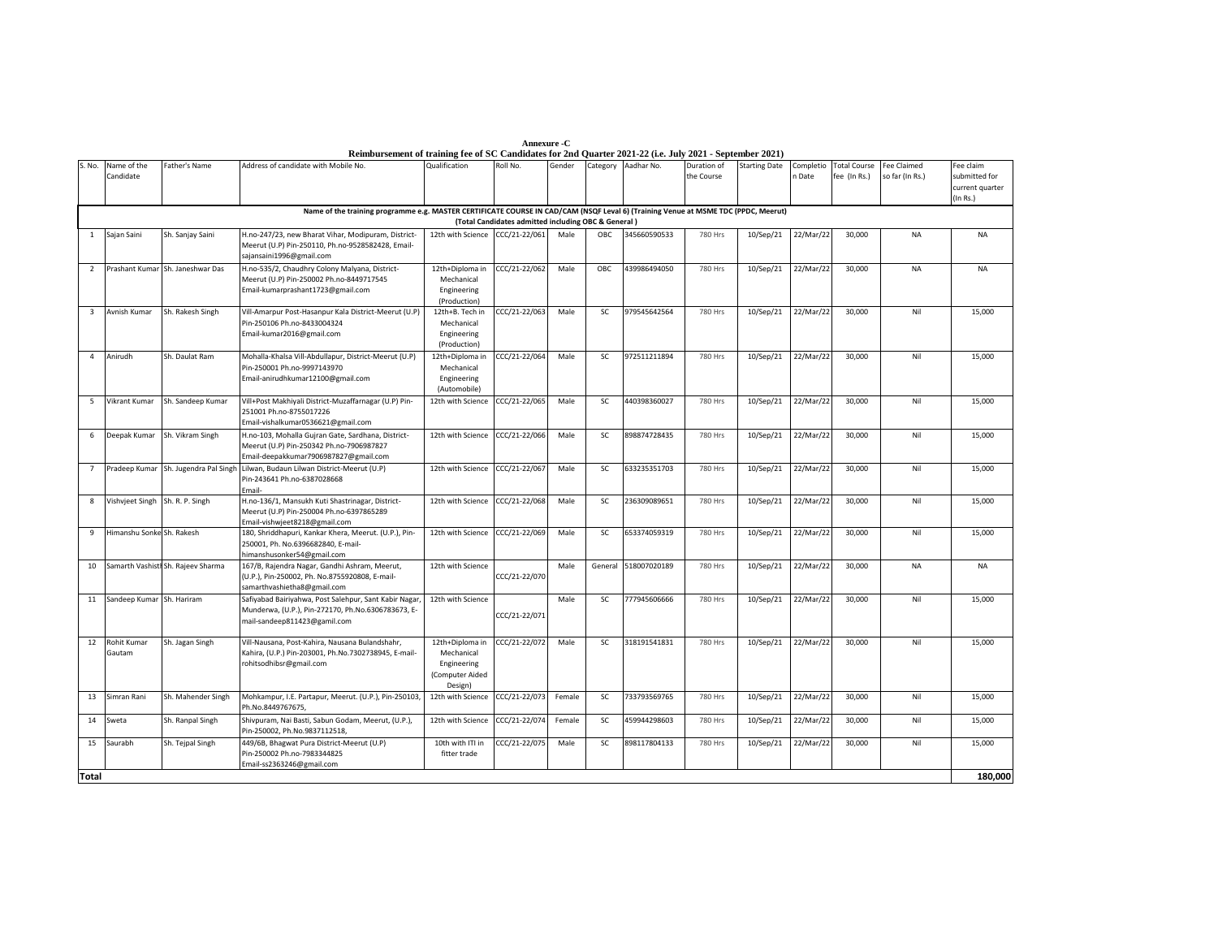**Annexure -C**

**Reimbursement of training fee of SC Candidates for 2nd Quarter 2021-22 (i.e. July 2021 - September 2021)**

| S. No. | Name of the Candidate | Father's Name | Address of candidate with Mobile No. | Qualification | Roll No. | Gender | Category | Aadhar No. | Duration of the Course | Starting Date | Completion Date | Total Course fee (In Rs.) | Fee Claimed so far (In Rs.) | Fee claim submitted for current quarter (In Rs.) |
|---|---|---|---|---|---|---|---|---|---|---|---|---|---|---|
| Name of the training programme e.g. MASTER CERTIFICATE COURSE IN CAD/CAM (NSQF Leval 6) (Training Venue at MSME TDC (PPDC, Meerut) (Total Candidates admitted including OBC & General ) | | | | | | | | | | | | | | |
| 1 | Sajan Saini | Sh. Sanjay Saini | H.no-247/23, new Bharat Vihar, Modipuram, District-Meerut (U.P) Pin-250110, Ph.no-9528582428, Email-sajansaini1996@gmail.com | 12th with Science | CCC/21-22/061 | Male | OBC | 345660590533 | 780 Hrs | 10/Sep/21 | 22/Mar/22 | 30,000 | NA | NA |
| 2 | Prashant Kumar | Sh. Janeshwar Das | H.no-535/2, Chaudhry Colony Malyana, District-Meerut (U.P) Pin-250002 Ph.no-8449717545 Email-kumarprashant1723@gmail.com | 12th+Diploma in Mechanical Engineering (Production) | CCC/21-22/062 | Male | OBC | 439986494050 | 780 Hrs | 10/Sep/21 | 22/Mar/22 | 30,000 | NA | NA |
| 3 | Avnish Kumar | Sh. Rakesh Singh | Vill-Amarpur Post-Hasanpur Kala District-Meerut (U.P) Pin-250106 Ph.no-8433004324 Email-kumar2016@gmail.com | 12th+B. Tech in Mechanical Engineering (Production) | CCC/21-22/063 | Male | SC | 979545642564 | 780 Hrs | 10/Sep/21 | 22/Mar/22 | 30,000 | Nil | 15,000 |
| 4 | Anirudh | Sh. Daulat Ram | Mohalla-Khalsa Vill-Abdullapur, District-Meerut (U.P) Pin-250001 Ph.no-9997143970 Email-anirudhkumar12100@gmail.com | 12th+Diploma in Mechanical Engineering (Automobile) | CCC/21-22/064 | Male | SC | 972511211894 | 780 Hrs | 10/Sep/21 | 22/Mar/22 | 30,000 | Nil | 15,000 |
| 5 | Vikrant Kumar | Sh. Sandeep Kumar | Vill+Post Makhiyali District-Muzaffarnagar (U.P) Pin-251001 Ph.no-8755017226 Email-vishalkumar0536621@gmail.com | 12th with Science | CCC/21-22/065 | Male | SC | 440398360027 | 780 Hrs | 10/Sep/21 | 22/Mar/22 | 30,000 | Nil | 15,000 |
| 6 | Deepak Kumar | Sh. Vikram Singh | H.no-103, Mohalla Gujran Gate, Sardhana, District-Meerut (U.P) Pin-250342 Ph.no-7906987827 Email-deepakkumar7906987827@gmail.com | 12th with Science | CCC/21-22/066 | Male | SC | 898874728435 | 780 Hrs | 10/Sep/21 | 22/Mar/22 | 30,000 | Nil | 15,000 |
| 7 | Pradeep Kumar | Sh. Jugendra Pal Singh | Lilwan, Budaun Lilwan District-Meerut (U.P) Pin-243641 Ph.no-6387028668 Email- | 12th with Science | CCC/21-22/067 | Male | SC | 633235351703 | 780 Hrs | 10/Sep/21 | 22/Mar/22 | 30,000 | Nil | 15,000 |
| 8 | Vishvjeet Singh | Sh. R. P. Singh | H.no-136/1, Mansukh Kuti Shastrinagar, District-Meerut (U.P) Pin-250004 Ph.no-6397865289 Email-vishwjeet8218@gmail.com | 12th with Science | CCC/21-22/068 | Male | SC | 236309089651 | 780 Hrs | 10/Sep/21 | 22/Mar/22 | 30,000 | Nil | 15,000 |
| 9 | Himanshu Sonker | Sh. Rakesh | 180, Shriddhapuri, Kankar Khera, Meerut. (U.P.), Pin-250001, Ph. No.6396682840, E-mail-himanshusonker54@gmail.com | 12th with Science | CCC/21-22/069 | Male | SC | 653374059319 | 780 Hrs | 10/Sep/21 | 22/Mar/22 | 30,000 | Nil | 15,000 |
| 10 | Samarth Vashisth | Sh. Rajeev Sharma | 167/B, Rajendra Nagar, Gandhi Ashram, Meerut, (U.P.), Pin-250002, Ph. No.8755920808, E-mail-samarthvashietha8@gmail.com | 12th with Science | CCC/21-22/070 | Male | General | 518007020189 | 780 Hrs | 10/Sep/21 | 22/Mar/22 | 30,000 | NA | NA |
| 11 | Sandeep Kumar | Sh. Hariram | Safiyabad Bairiyahwa, Post Salehpur, Sant Kabir Nagar, Munderwa, (U.P.), Pin-272170, Ph.No.6306783673, E-mail-sandeep811423@gamil.com | 12th with Science | CCC/21-22/071 | Male | SC | 777945606666 | 780 Hrs | 10/Sep/21 | 22/Mar/22 | 30,000 | Nil | 15,000 |
| 12 | Rohit Kumar Gautam | Sh. Jagan Singh | Vill-Nausana, Post-Kahira, Nausana Bulandshahr, Kahira, (U.P.) Pin-203001, Ph.No.7302738945, E-mail-rohitsodhibsr@gmail.com | 12th+Diploma in Mechanical Engineering (Computer Aided Design) | CCC/21-22/072 | Male | SC | 318191541831 | 780 Hrs | 10/Sep/21 | 22/Mar/22 | 30,000 | Nil | 15,000 |
| 13 | Simran Rani | Sh. Mahender Singh | Mohkampur, I.E. Partapur, Meerut. (U.P.), Pin-250103, Ph.No.8449767675, | 12th with Science | CCC/21-22/073 | Female | SC | 733793569765 | 780 Hrs | 10/Sep/21 | 22/Mar/22 | 30,000 | Nil | 15,000 |
| 14 | Sweta | Sh. Ranpal Singh | Shivpuram, Nai Basti, Sabun Godam, Meerut, (U.P.), Pin-250002, Ph.No.9837112518, | 12th with Science | CCC/21-22/074 | Female | SC | 459944298603 | 780 Hrs | 10/Sep/21 | 22/Mar/22 | 30,000 | Nil | 15,000 |
| 15 | Saurabh | Sh. Tejpal Singh | 449/6B, Bhagwat Pura District-Meerut (U.P) Pin-250002 Ph.no-7983344825 Email-ss2363246@gmail.com | 10th with ITI in fitter trade | CCC/21-22/075 | Male | SC | 898117804133 | 780 Hrs | 10/Sep/21 | 22/Mar/22 | 30,000 | Nil | 15,000 |
| **Total** | | | | | | | | | | | | | | **180,000** |